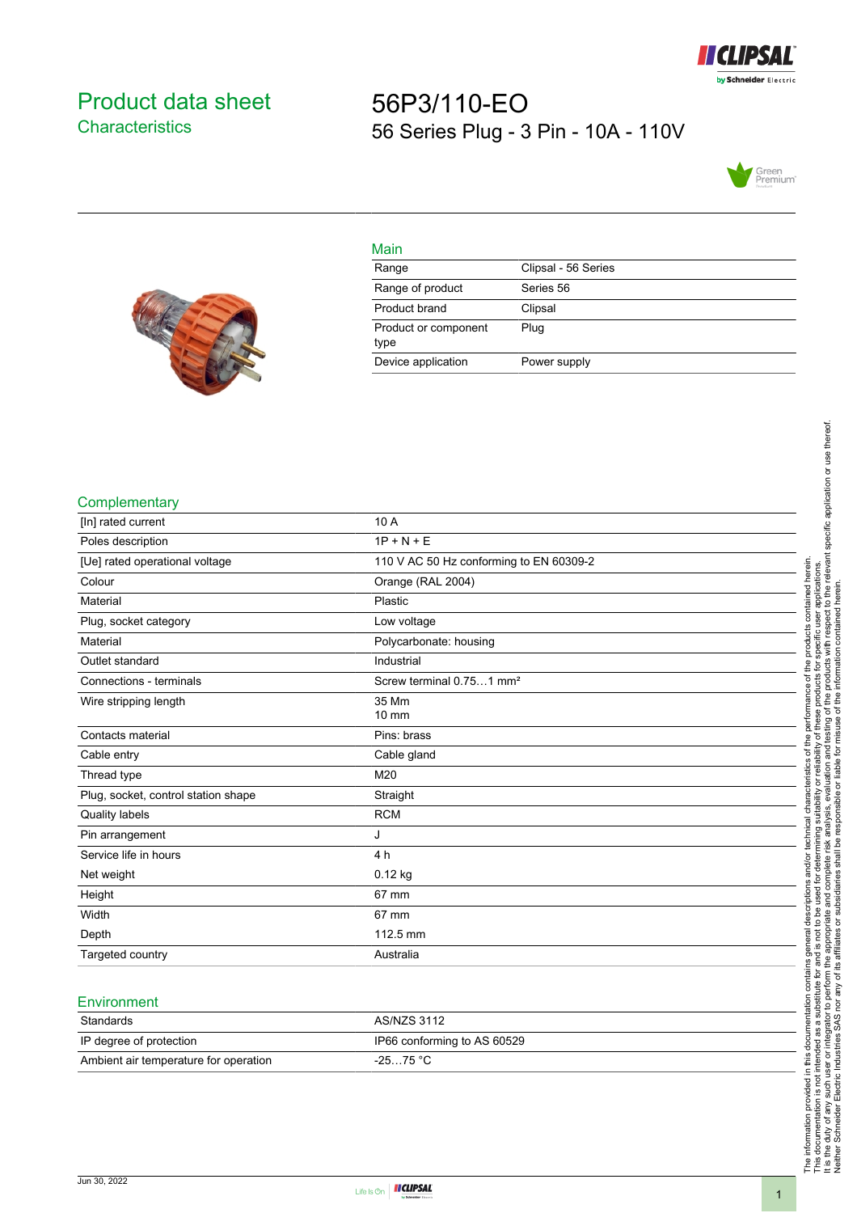# Product data sheet

## Characteristics

# 56P3/110-EO

## 56 Series Plug - 3 Pin - 10A - 110V

### Main

| | |
|---|---|
| Range | Clipsal - 56 Series |
| Range of product | Series 56 |
| Product brand | Clipsal |
| Product or component type | Plug |
| Device application | Power supply |

### Complementary

| | |
|---|---|
| [In] rated current | 10 A |
| Poles description | 1P + N + E |
| [Ue] rated operational voltage | 110 V AC 50 Hz conforming to EN 60309-2 |
| Colour | Orange (RAL 2004) |
| Material | Plastic |
| Plug, socket category | Low voltage |
| Material | Polycarbonate: housing |
| Outlet standard | Industrial |
| Connections - terminals | Screw terminal 0.75…1 mm² |
| Wire stripping length | 35 Mm<br>10 mm |
| Contacts material | Pins: brass |
| Cable entry | Cable gland |
| Thread type | M20 |
| Plug, socket, control station shape | Straight |
| Quality labels | RCM |
| Pin arrangement | J |
| Service life in hours | 4 h |
| Net weight | 0.12 kg |
| Height | 67 mm |
| Width | 67 mm |
| Depth | 112.5 mm |
| Targeted country | Australia |

### Environment

| | |
|---|---|
| Standards | AS/NZS 3112 |
| IP degree of protection | IP66 conforming to AS 60529 |
| Ambient air temperature for operation | -25…75 °C |

The information provided in this documentation contains general descriptions and/or technical characteristics of the performance of the products contained herein. This documentation is not intended as a substitute for and is not to be used for determining suitability or reliability of these products for specific user applications. It is the duty of any such user or integrator to perform the appropriate and complete risk analysis, evaluation and testing of the products with respect to the relevant specific application or use thereof. Neither Schneider Electric Industries SAS nor any of its affiliates or subsidiaries shall be responsible or liable for misuse of the information contained herein.

Jun 30, 2022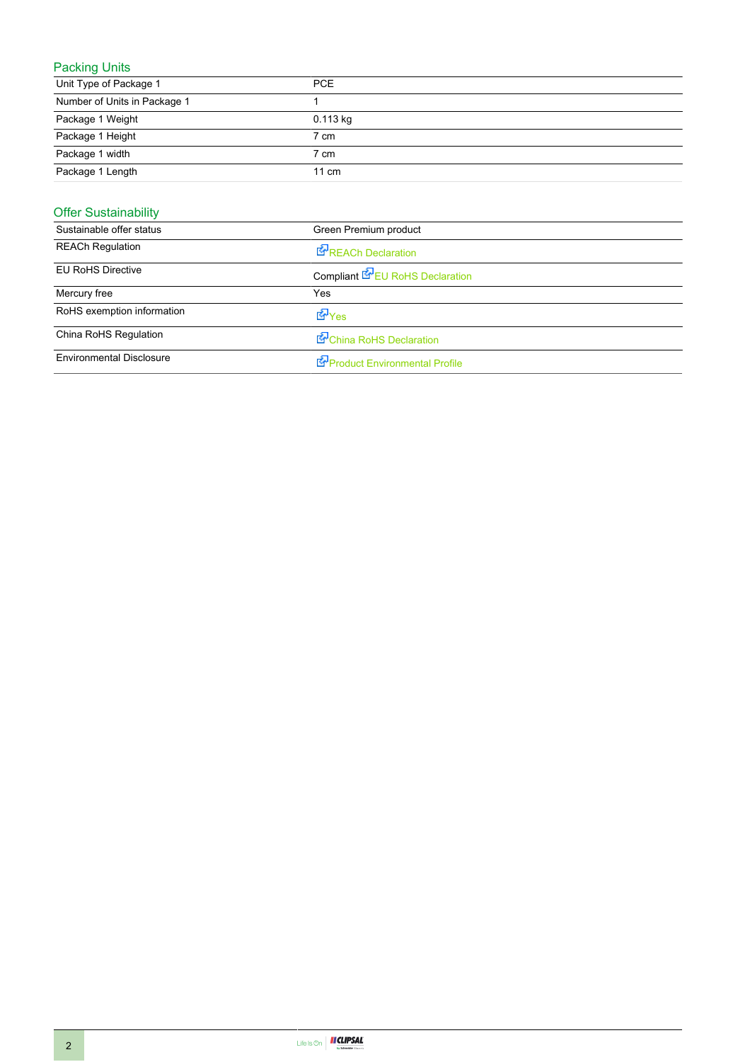## Packing Units

| | |
|---|---|
| Unit Type of Package 1 | PCE |
| Number of Units in Package 1 | 1 |
| Package 1 Weight | 0.113 kg |
| Package 1 Height | 7 cm |
| Package 1 width | 7 cm |
| Package 1 Length | 11 cm |

## Offer Sustainability

| | |
|---|---|
| Sustainable offer status | Green Premium product |
| REACh Regulation | REACh Declaration |
| EU RoHS Directive | Compliant EU RoHS Declaration |
| Mercury free | Yes |
| RoHS exemption information | Yes |
| China RoHS Regulation | China RoHS Declaration |
| Environmental Disclosure | Product Environmental Profile |